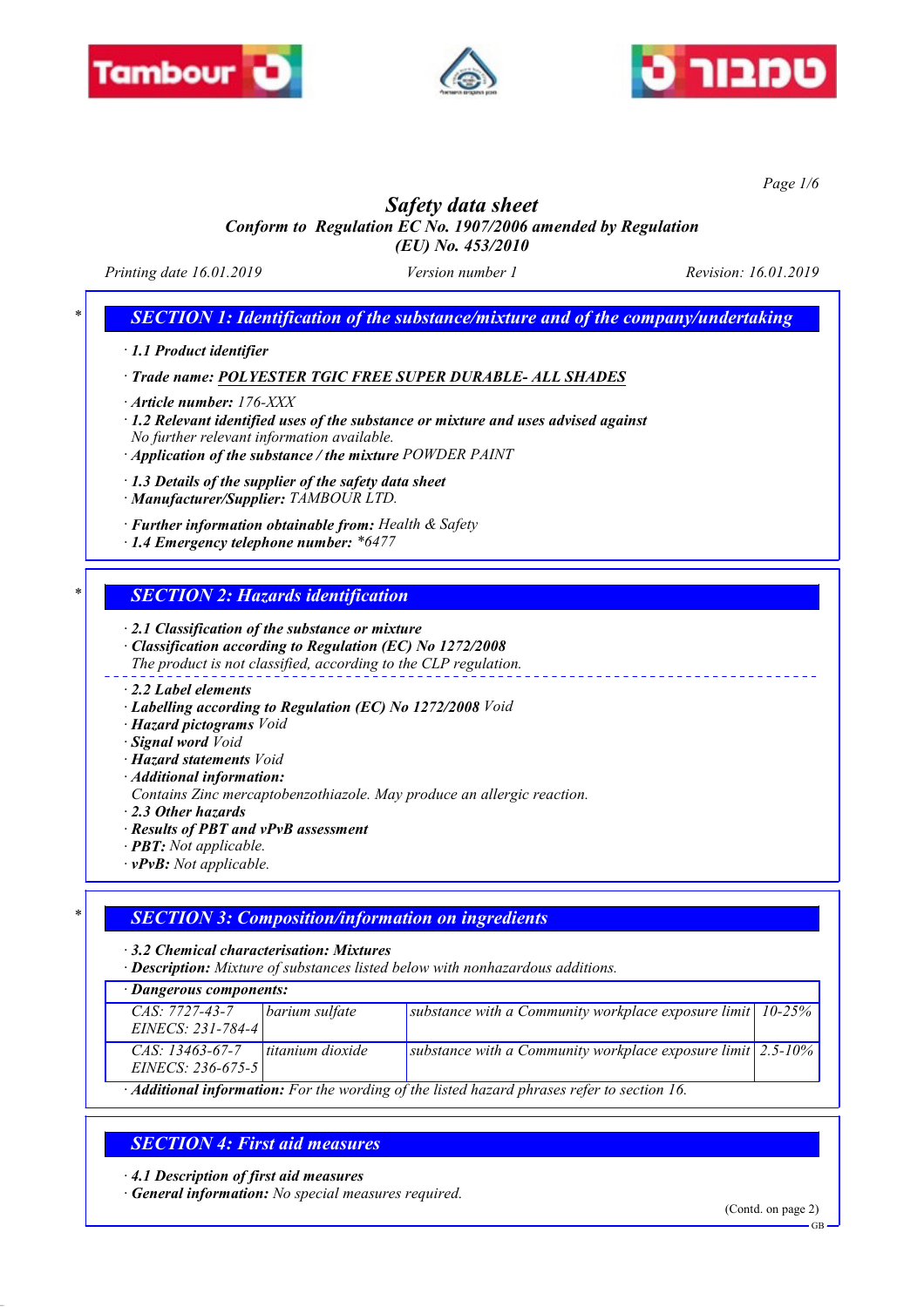# Safety data sheet

**Conform to Regulation EC No. 1907/2006 amended by Regulation (EU) No. 453/2010**

Printing date 16.01.2019 | Version number 1 | Revision: 16.01.2019

## * SECTION 1: Identification of the substance/mixture and of the company/undertaking

· **1.1 Product identifier**

· **Trade name: POLYESTER TGIC FREE SUPER DURABLE- ALL SHADES**

· **Article number:** 176-XXX

· **1.2 Relevant identified uses of the substance or mixture and uses advised against**
No further relevant information available.

· **Application of the substance / the mixture** POWDER PAINT

· **1.3 Details of the supplier of the safety data sheet**

· **Manufacturer/Supplier:** TAMBOUR LTD.

· **Further information obtainable from:** Health & Safety

· **1.4 Emergency telephone number:** *6477

## * SECTION 2: Hazards identification

· **2.1 Classification of the substance or mixture**

· **Classification according to Regulation (EC) No 1272/2008**
The product is not classified, according to the CLP regulation.

· **2.2 Label elements**

· **Labelling according to Regulation (EC) No 1272/2008** Void

· **Hazard pictograms** Void

· **Signal word** Void

· **Hazard statements** Void

· **Additional information:**
Contains Zinc mercaptobenzothiazole. May produce an allergic reaction.

· **2.3 Other hazards**

· **Results of PBT and vPvB assessment**

· **PBT:** Not applicable.

· **vPvB:** Not applicable.

## * SECTION 3: Composition/information on ingredients

· **3.2 Chemical characterisation: Mixtures**

· **Description:** Mixture of substances listed below with nonhazardous additions.

| · Dangerous components: | | | |
|---|---|---|---|
| CAS: 7727-43-7<br>EINECS: 231-784-4 | barium sulfate | substance with a Community workplace exposure limit | 10-25% |
| CAS: 13463-67-7<br>EINECS: 236-675-5 | titanium dioxide | substance with a Community workplace exposure limit | 2.5-10% |

· **Additional information:** For the wording of the listed hazard phrases refer to section 16.

## SECTION 4: First aid measures

· **4.1 Description of first aid measures**

· **General information:** No special measures required.

(Contd. on page 2)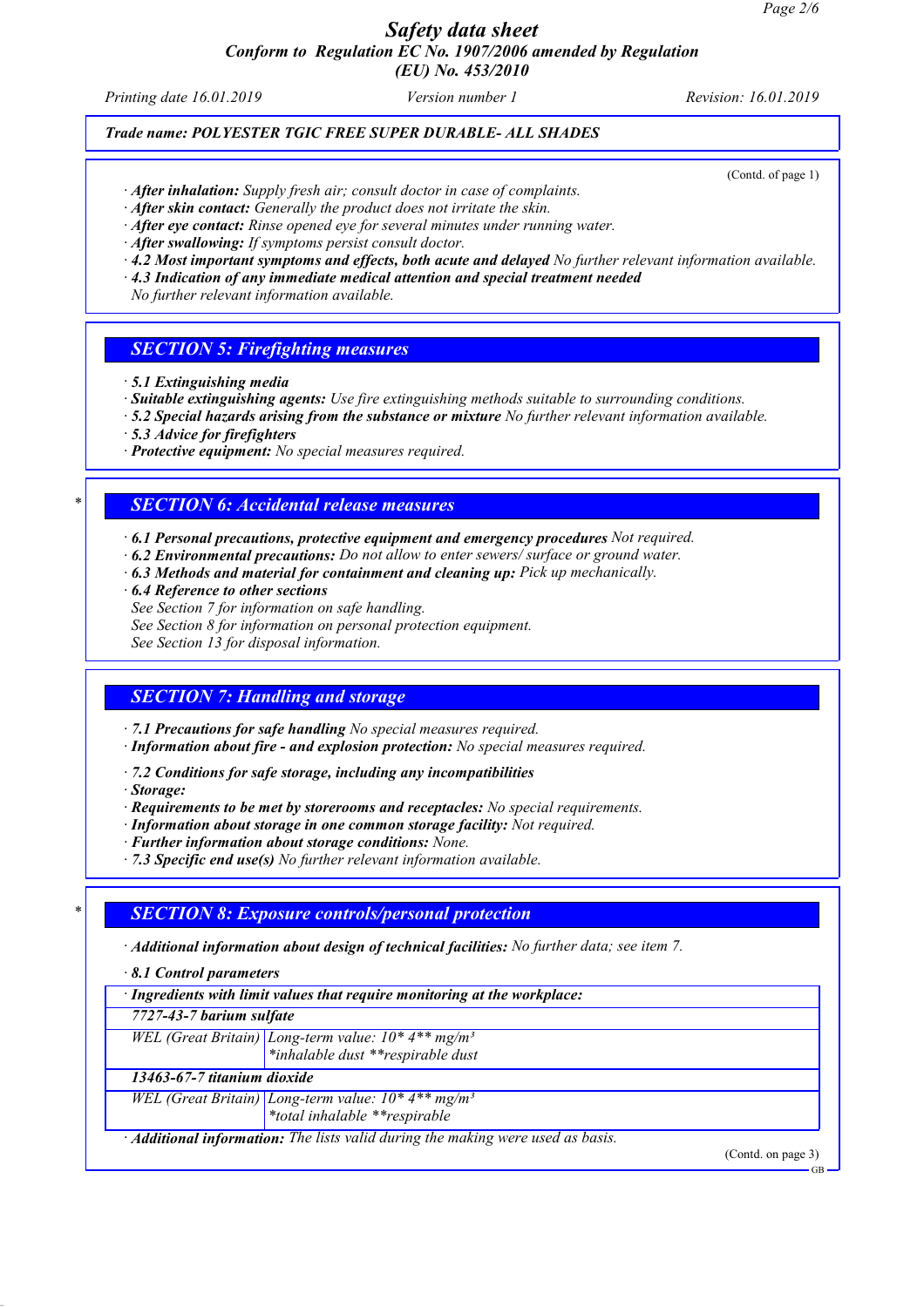*Trade name: POLYESTER TGIC FREE SUPER DURABLE- ALL SHADES*

(Contd. of page 1)

· ***After inhalation:*** *Supply fresh air; consult doctor in case of complaints.*
· ***After skin contact:*** *Generally the product does not irritate the skin.*
· ***After eye contact:*** *Rinse opened eye for several minutes under running water.*
· ***After swallowing:*** *If symptoms persist consult doctor.*
· ***4.2 Most important symptoms and effects, both acute and delayed*** *No further relevant information available.*
· ***4.3 Indication of any immediate medical attention and special treatment needed***
*No further relevant information available.*

## *SECTION 5: Firefighting measures*

· ***5.1 Extinguishing media***
· ***Suitable extinguishing agents:*** *Use fire extinguishing methods suitable to surrounding conditions.*
· ***5.2 Special hazards arising from the substance or mixture*** *No further relevant information available.*
· ***5.3 Advice for firefighters***
· ***Protective equipment:*** *No special measures required.*

## * *SECTION 6: Accidental release measures*

· ***6.1 Personal precautions, protective equipment and emergency procedures*** *Not required.*
· ***6.2 Environmental precautions:*** *Do not allow to enter sewers/ surface or ground water.*
· ***6.3 Methods and material for containment and cleaning up:*** *Pick up mechanically.*
· ***6.4 Reference to other sections***
*See Section 7 for information on safe handling.*
*See Section 8 for information on personal protection equipment.*
*See Section 13 for disposal information.*

## *SECTION 7: Handling and storage*

· ***7.1 Precautions for safe handling*** *No special measures required.*
· ***Information about fire - and explosion protection:*** *No special measures required.*

· ***7.2 Conditions for safe storage, including any incompatibilities***
· ***Storage:***
· ***Requirements to be met by storerooms and receptacles:*** *No special requirements.*
· ***Information about storage in one common storage facility:*** *Not required.*
· ***Further information about storage conditions:*** *None.*
· ***7.3 Specific end use(s)*** *No further relevant information available.*

## * *SECTION 8: Exposure controls/personal protection*

· ***Additional information about design of technical facilities:*** *No further data; see item 7.*

· ***8.1 Control parameters***

| · ***Ingredients with limit values that require monitoring at the workplace:*** | |
|---|---|
| ***7727-43-7 barium sulfate*** | |
| *WEL (Great Britain)* | *Long-term value: 10* 4** mg/m³*<br>**inhalable dust **respirable dust* |
| ***13463-67-7 titanium dioxide*** | |
| *WEL (Great Britain)* | *Long-term value: 10* 4** mg/m³*<br>**total inhalable **respirable* |

· ***Additional information:*** *The lists valid during the making were used as basis.*

(Contd. on page 3)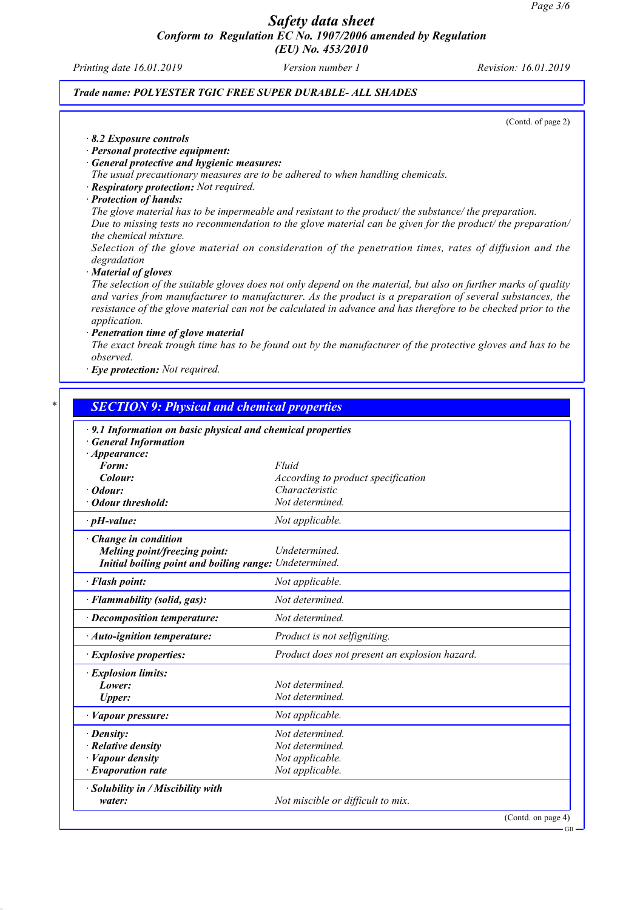(Contd. of page 2)

· **8.2 Exposure controls**

· **Personal protective equipment:**

· **General protective and hygienic measures:**

*The usual precautionary measures are to be adhered to when handling chemicals.*

· **Respiratory protection:** *Not required.*

· **Protection of hands:**

*The glove material has to be impermeable and resistant to the product/ the substance/ the preparation.*

*Due to missing tests no recommendation to the glove material can be given for the product/ the preparation/ the chemical mixture.*

*Selection of the glove material on consideration of the penetration times, rates of diffusion and the degradation*

· **Material of gloves**

*The selection of the suitable gloves does not only depend on the material, but also on further marks of quality and varies from manufacturer to manufacturer. As the product is a preparation of several substances, the resistance of the glove material can not be calculated in advance and has therefore to be checked prior to the application.*

· **Penetration time of glove material**

*The exact break trough time has to be found out by the manufacturer of the protective gloves and has to be observed.*

· **Eye protection:** *Not required.*

## * SECTION 9: Physical and chemical properties

| · **9.1 Information on basic physical and chemical properties** | |
|---|---|
| · **General Information** | |
| · **Appearance:** | |
| **Form:** | Fluid |
| **Colour:** | According to product specification |
| · **Odour:** | Characteristic |
| · **Odour threshold:** | Not determined. |
| · **pH-value:** | Not applicable. |
| · **Change in condition** | |
| **Melting point/freezing point:** | Undetermined. |
| **Initial boiling point and boiling range:** | Undetermined. |
| · **Flash point:** | Not applicable. |
| · **Flammability (solid, gas):** | Not determined. |
| · **Decomposition temperature:** | Not determined. |
| · **Auto-ignition temperature:** | Product is not selfigniting. |
| · **Explosive properties:** | Product does not present an explosion hazard. |
| · **Explosion limits:** | |
| **Lower:** | Not determined. |
| **Upper:** | Not determined. |
| · **Vapour pressure:** | Not applicable. |
| · **Density:** | Not determined. |
| · **Relative density** | Not determined. |
| · **Vapour density** | Not applicable. |
| · **Evaporation rate** | Not applicable. |
| · **Solubility in / Miscibility with water:** | Not miscible or difficult to mix. |

(Contd. on page 4)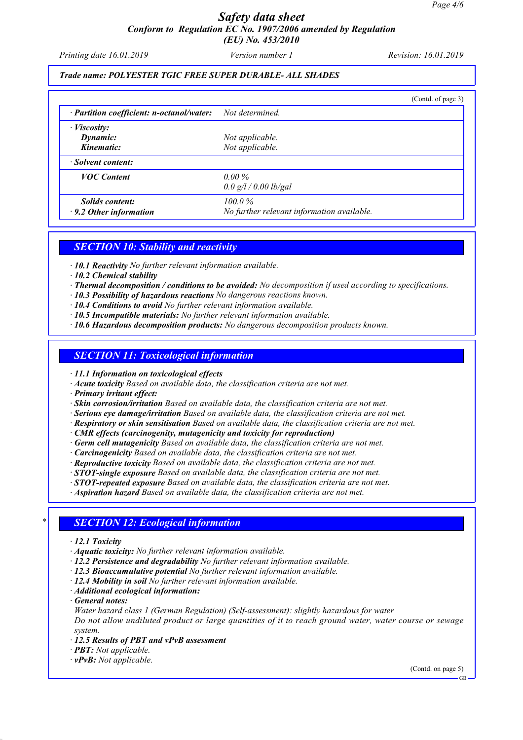Trade name: POLYESTER TGIC FREE SUPER DURABLE- ALL SHADES

(Contd. of page 3)

| | |
|---|---|
| · **Partition coefficient: n-octanol/water:** | Not determined. |
| · **Viscosity:** | |
| **Dynamic:** | Not applicable. |
| **Kinematic:** | Not applicable. |
| · **Solvent content:** | |
| **VOC Content** | 0.00 %<br>0.0 g/l / 0.00 lb/gal |
| **Solids content:** | 100.0 % |
| · **9.2 Other information** | No further relevant information available. |

## SECTION 10: Stability and reactivity

· **10.1 Reactivity** No further relevant information available.
· **10.2 Chemical stability**
· **Thermal decomposition / conditions to be avoided:** No decomposition if used according to specifications.
· **10.3 Possibility of hazardous reactions** No dangerous reactions known.
· **10.4 Conditions to avoid** No further relevant information available.
· **10.5 Incompatible materials:** No further relevant information available.
· **10.6 Hazardous decomposition products:** No dangerous decomposition products known.

## SECTION 11: Toxicological information

· **11.1 Information on toxicological effects**
· **Acute toxicity** Based on available data, the classification criteria are not met.
· **Primary irritant effect:**
· **Skin corrosion/irritation** Based on available data, the classification criteria are not met.
· **Serious eye damage/irritation** Based on available data, the classification criteria are not met.
· **Respiratory or skin sensitisation** Based on available data, the classification criteria are not met.
· **CMR effects (carcinogenity, mutagenicity and toxicity for reproduction)**
· **Germ cell mutagenicity** Based on available data, the classification criteria are not met.
· **Carcinogenicity** Based on available data, the classification criteria are not met.
· **Reproductive toxicity** Based on available data, the classification criteria are not met.
· **STOT-single exposure** Based on available data, the classification criteria are not met.
· **STOT-repeated exposure** Based on available data, the classification criteria are not met.
· **Aspiration hazard** Based on available data, the classification criteria are not met.

## * SECTION 12: Ecological information

· **12.1 Toxicity**
· **Aquatic toxicity:** No further relevant information available.
· **12.2 Persistence and degradability** No further relevant information available.
· **12.3 Bioaccumulative potential** No further relevant information available.
· **12.4 Mobility in soil** No further relevant information available.
· **Additional ecological information:**
· **General notes:**
Water hazard class 1 (German Regulation) (Self-assessment): slightly hazardous for water
Do not allow undiluted product or large quantities of it to reach ground water, water course or sewage system.
· **12.5 Results of PBT and vPvB assessment**
· **PBT:** Not applicable.
· **vPvB:** Not applicable.

(Contd. on page 5)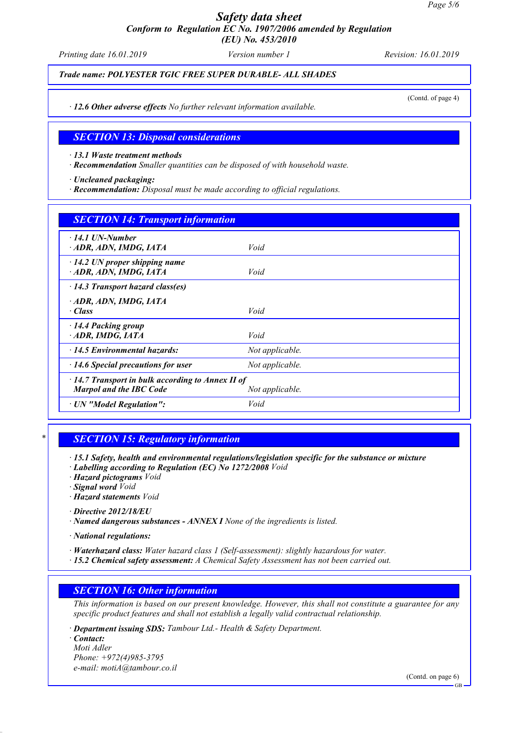# Safety data sheet

## Conform to Regulation EC No. 1907/2006 amended by Regulation (EU) No. 453/2010

*Printing date 16.01.2019* *Version number 1* *Revision: 16.01.2019*

**Trade name: POLYESTER TGIC FREE SUPER DURABLE- ALL SHADES**

(Contd. of page 4)

· **12.6 Other adverse effects** No further relevant information available.

## SECTION 13: Disposal considerations

· **13.1 Waste treatment methods**
· **Recommendation** Smaller quantities can be disposed of with household waste.

· **Uncleaned packaging:**
· **Recommendation:** Disposal must be made according to official regulations.

## SECTION 14: Transport information

| | |
|---|---|
| · **14.1 UN-Number**<br>· **ADR, ADN, IMDG, IATA** | Void |
| · **14.2 UN proper shipping name**<br>· **ADR, ADN, IMDG, IATA** | Void |
| · **14.3 Transport hazard class(es)**<br>· **ADR, ADN, IMDG, IATA**<br>· **Class** | Void |
| · **14.4 Packing group**<br>· **ADR, IMDG, IATA** | Void |
| · **14.5 Environmental hazards:** | Not applicable. |
| · **14.6 Special precautions for user** | Not applicable. |
| · **14.7 Transport in bulk according to Annex II of Marpol and the IBC Code** | Not applicable. |
| · **UN "Model Regulation":** | Void |

## * SECTION 15: Regulatory information

· **15.1 Safety, health and environmental regulations/legislation specific for the substance or mixture**
· **Labelling according to Regulation (EC) No 1272/2008** Void
· **Hazard pictograms** Void
· **Signal word** Void
· **Hazard statements** Void

· **Directive 2012/18/EU**
· **Named dangerous substances - ANNEX I** None of the ingredients is listed.

· **National regulations:**

· **Waterhazard class:** Water hazard class 1 (Self-assessment): slightly hazardous for water.
· **15.2 Chemical safety assessment:** A Chemical Safety Assessment has not been carried out.

## SECTION 16: Other information

This information is based on our present knowledge. However, this shall not constitute a guarantee for any specific product features and shall not establish a legally valid contractual relationship.

· **Department issuing SDS:** Tambour Ltd.- Health & Safety Department.
· **Contact:**
Moti Adler
Phone: +972(4)985-3795
e-mail: motiA@tambour.co.il

(Contd. on page 6)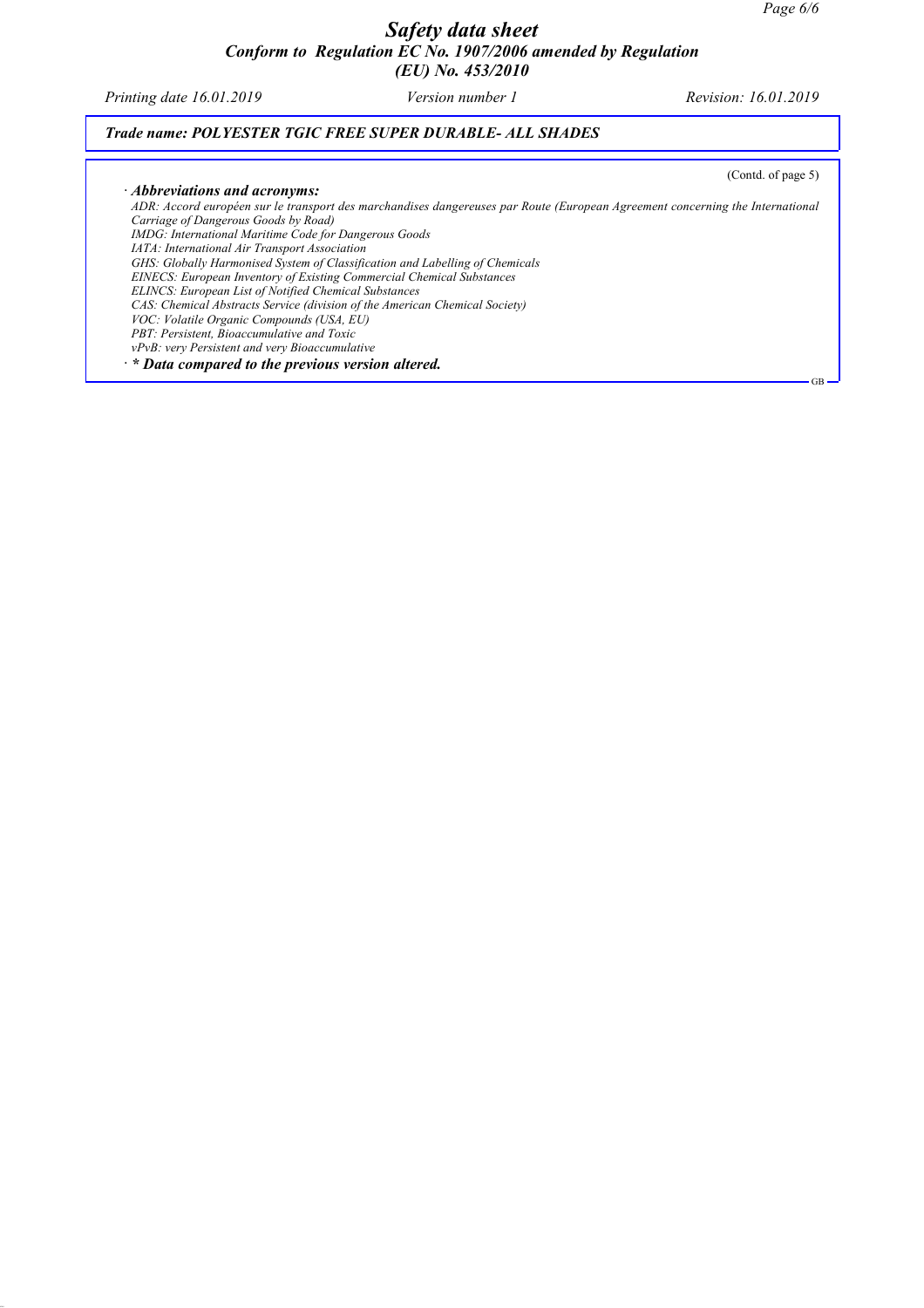(Contd. of page 5)

**· Abbreviations and acronyms:**

*ADR: Accord européen sur le transport des marchandises dangereuses par Route (European Agreement concerning the International Carriage of Dangerous Goods by Road)*
*IMDG: International Maritime Code for Dangerous Goods*
*IATA: International Air Transport Association*
*GHS: Globally Harmonised System of Classification and Labelling of Chemicals*
*EINECS: European Inventory of Existing Commercial Chemical Substances*
*ELINCS: European List of Notified Chemical Substances*
*CAS: Chemical Abstracts Service (division of the American Chemical Society)*
*VOC: Volatile Organic Compounds (USA, EU)*
*PBT: Persistent, Bioaccumulative and Toxic*
*vPvB: very Persistent and very Bioaccumulative*

**· * Data compared to the previous version altered.**

GB